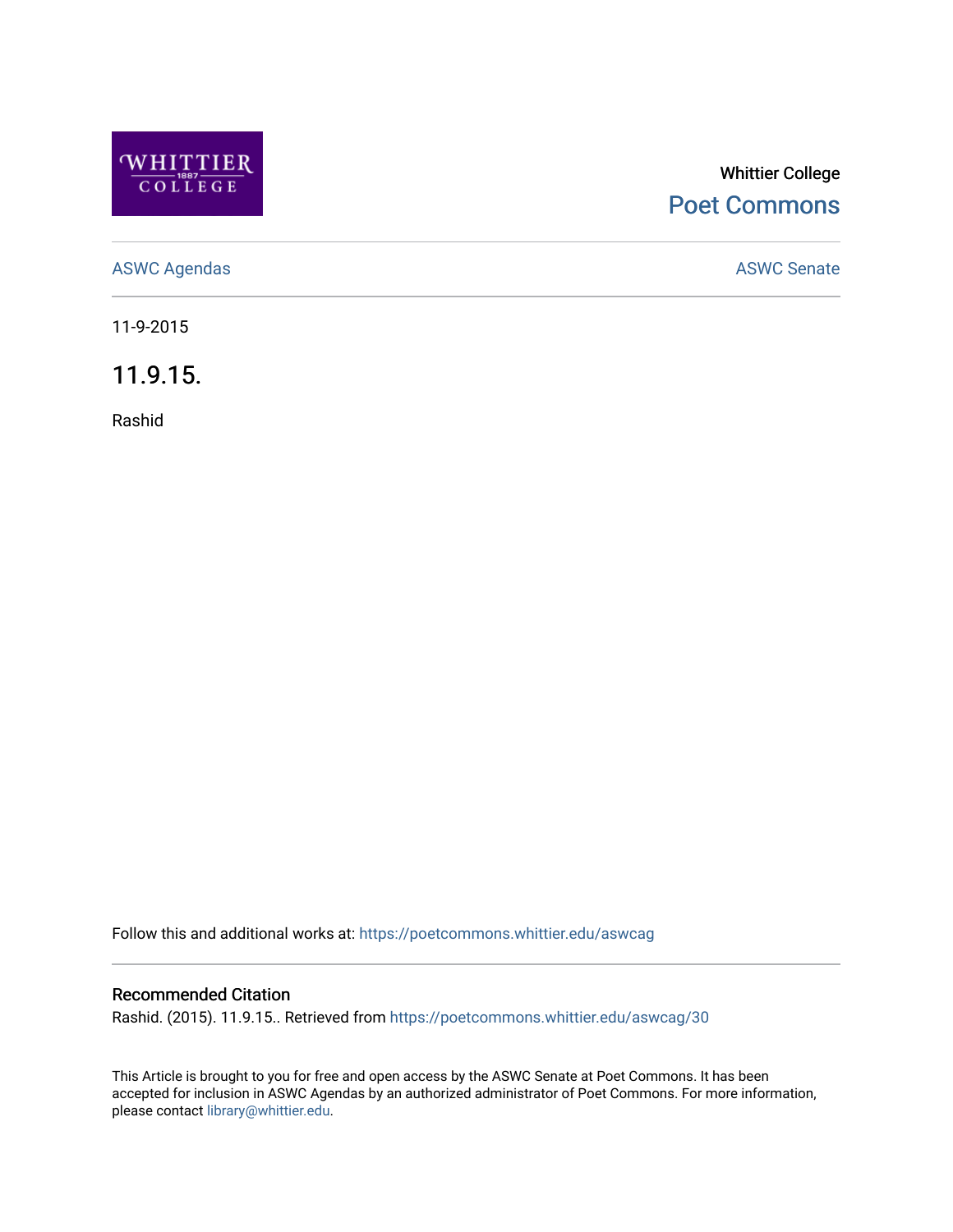Whittier College

Poet Commons

ASWC Agendas

ASWC Senate

11-9-2015

# 11.9.15.

Rashid

Follow this and additional works at: https://poetcommons.whittier.edu/aswcag

## Recommended Citation

Rashid. (2015). 11.9.15.. Retrieved from https://poetcommons.whittier.edu/aswcag/30

This Article is brought to you for free and open access by the ASWC Senate at Poet Commons. It has been accepted for inclusion in ASWC Agendas by an authorized administrator of Poet Commons. For more information, please contact library@whittier.edu.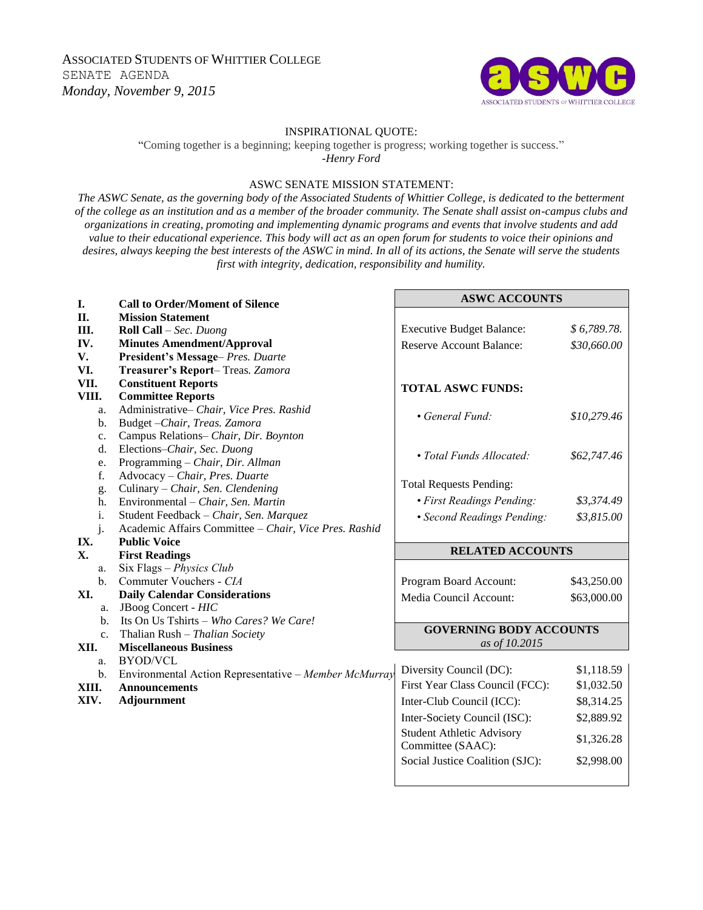ASSOCIATED STUDENTS OF WHITTIER COLLEGE
SENATE AGENDA
*Monday, November 9, 2015*

INSPIRATIONAL QUOTE:
"Coming together is a beginning; keeping together is progress; working together is success."
*-Henry Ford*

ASWC SENATE MISSION STATEMENT:
*The ASWC Senate, as the governing body of the Associated Students of Whittier College, is dedicated to the betterment of the college as an institution and as a member of the broader community. The Senate shall assist on-campus clubs and organizations in creating, promoting and implementing dynamic programs and events that involve students and add value to their educational experience. This body will act as an open forum for students to voice their opinions and desires, always keeping the best interests of the ASWC in mind. In all of its actions, the Senate will serve the students first with integrity, dedication, responsibility and humility.*

**I. Call to Order/Moment of Silence**
**II. Mission Statement**
**III. Roll Call** – *Sec. Duong*
**IV. Minutes Amendment/Approval**
**V. President's Message**– *Pres. Duarte*
**VI. Treasurer's Report**– Treas. *Zamora*
**VII. Constituent Reports**
**VIII. Committee Reports**
- a. Administrative– *Chair, Vice Pres. Rashid*
- b. Budget –*Chair, Treas. Zamora*
- c. Campus Relations– *Chair, Dir. Boynton*
- d. Elections–*Chair, Sec. Duong*
- e. Programming – *Chair, Dir. Allman*
- f. Advocacy – *Chair, Pres. Duarte*
- g. Culinary – *Chair, Sen. Clendening*
- h. Environmental – *Chair, Sen. Martin*
- i. Student Feedback – *Chair, Sen. Marquez*
- j. Academic Affairs Committee – *Chair, Vice Pres. Rashid*

**IX. Public Voice**
**X. First Readings**
- a. Six Flags – *Physics Club*
- b. Commuter Vouchers - *CIA*

**XI. Daily Calendar Considerations**
- a. JBoog Concert - *HIC*
- b. Its On Us Tshirts – *Who Cares? We Care!*
- c. Thalian Rush – *Thalian Society*

**XII. Miscellaneous Business**
- a. BYOD/VCL
- b. Environmental Action Representative – *Member McMurray*

**XIII. Announcements**
**XIV. Adjournment**

| ASWC ACCOUNTS | |
|---|---|
| Executive Budget Balance: | *$ 6,789.78.* |
| Reserve Account Balance: | *$30,660.00* |
| **TOTAL ASWC FUNDS:** | |
| • *General Fund:* | *$10,279.46* |
| • *Total Funds Allocated:* | *$62,747.46* |
| Total Requests Pending: | |
| • *First Readings Pending:* | *$3,374.49* |
| • *Second Readings Pending:* | *$3,815.00* |

| RELATED ACCOUNTS | |
|---|---|
| Program Board Account: | $43,250.00 |
| Media Council Account: | $63,000.00 |

| GOVERNING BODY ACCOUNTS *as of 10.2015* | |
|---|---|
| Diversity Council (DC): | $1,118.59 |
| First Year Class Council (FCC): | $1,032.50 |
| Inter-Club Council (ICC): | $8,314.25 |
| Inter-Society Council (ISC): | $2,889.92 |
| Student Athletic Advisory Committee (SAAC): | $1,326.28 |
| Social Justice Coalition (SJC): | $2,998.00 |